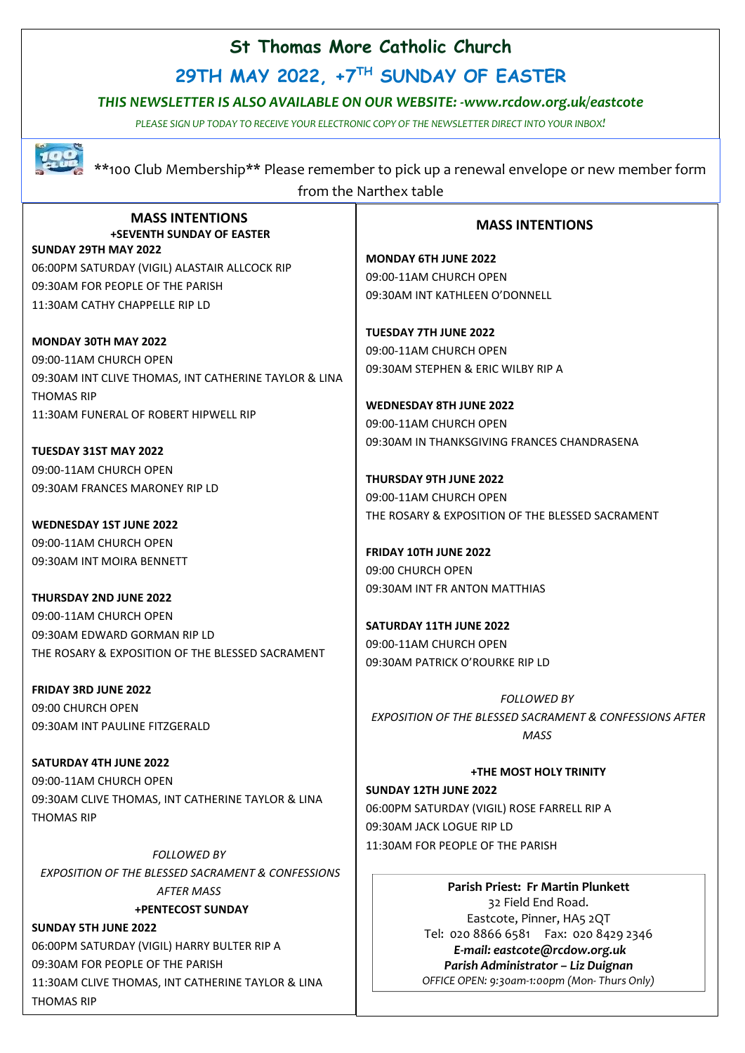# St Thomas More Catholic Church

## 29TH MAY 2022, +7TH SUNDAY OF EASTER

*THIS NEWSLETTER IS ALSO AVAILABLE ON OUR WEBSITE: -www.rcdow.org.uk/eastcote*

*PLEASE SIGN UP TODAY TO RECEIVE YOUR ELECTRONIC COPY OF THE NEWSLETTER DIRECT INTO YOUR INBOX!*

\*\*100 Club Membership\*\* Please remember to pick up a renewal envelope or new member form from the Narthex table

## MASS INTENTIONS

**+SEVENTH SUNDAY OF EASTER**

**SUNDAY 29TH MAY 2022**
06:00PM SATURDAY (VIGIL) ALASTAIR ALLCOCK RIP
09:30AM FOR PEOPLE OF THE PARISH
11:30AM CATHY CHAPPELLE RIP LD

**MONDAY 30TH MAY 2022**
09:00-11AM CHURCH OPEN
09:30AM INT CLIVE THOMAS, INT CATHERINE TAYLOR & LINA THOMAS RIP
11:30AM FUNERAL OF ROBERT HIPWELL RIP

**TUESDAY 31ST MAY 2022**
09:00-11AM CHURCH OPEN
09:30AM FRANCES MARONEY RIP LD

**WEDNESDAY 1ST JUNE 2022**
09:00-11AM CHURCH OPEN
09:30AM INT MOIRA BENNETT

**THURSDAY 2ND JUNE 2022**
09:00-11AM CHURCH OPEN
09:30AM EDWARD GORMAN RIP LD
THE ROSARY & EXPOSITION OF THE BLESSED SACRAMENT

**FRIDAY 3RD JUNE 2022**
09:00 CHURCH OPEN
09:30AM INT PAULINE FITZGERALD

**SATURDAY 4TH JUNE 2022**
09:00-11AM CHURCH OPEN
09:30AM CLIVE THOMAS, INT CATHERINE TAYLOR & LINA THOMAS RIP

*FOLLOWED BY*
*EXPOSITION OF THE BLESSED SACRAMENT & CONFESSIONS AFTER MASS*

**+PENTECOST SUNDAY**

**SUNDAY 5TH JUNE 2022**
06:00PM SATURDAY (VIGIL) HARRY BULTER RIP A
09:30AM FOR PEOPLE OF THE PARISH
11:30AM CLIVE THOMAS, INT CATHERINE TAYLOR & LINA THOMAS RIP

## MASS INTENTIONS

**MONDAY 6TH JUNE 2022**
09:00-11AM CHURCH OPEN
09:30AM INT KATHLEEN O'DONNELL

**TUESDAY 7TH JUNE 2022**
09:00-11AM CHURCH OPEN
09:30AM STEPHEN & ERIC WILBY RIP A

**WEDNESDAY 8TH JUNE 2022**
09:00-11AM CHURCH OPEN
09:30AM IN THANKSGIVING FRANCES CHANDRASENA

**THURSDAY 9TH JUNE 2022**
09:00-11AM CHURCH OPEN
THE ROSARY & EXPOSITION OF THE BLESSED SACRAMENT

**FRIDAY 10TH JUNE 2022**
09:00 CHURCH OPEN
09:30AM INT FR ANTON MATTHIAS

**SATURDAY 11TH JUNE 2022**
09:00-11AM CHURCH OPEN
09:30AM PATRICK O'ROURKE RIP LD

*FOLLOWED BY*
*EXPOSITION OF THE BLESSED SACRAMENT & CONFESSIONS AFTER MASS*

**+THE MOST HOLY TRINITY**

**SUNDAY 12TH JUNE 2022**
06:00PM SATURDAY (VIGIL) ROSE FARRELL RIP A
09:30AM JACK LOGUE RIP LD
11:30AM FOR PEOPLE OF THE PARISH

**Parish Priest: Fr Martin Plunkett**
32 Field End Road.
Eastcote, Pinner, HA5 2QT
Tel: 020 8866 6581 Fax: 020 8429 2346
***E-mail: eastcote@rcdow.org.uk***
***Parish Administrator – Liz Duignan***
*OFFICE OPEN: 9:30am-1:00pm (Mon- Thurs Only)*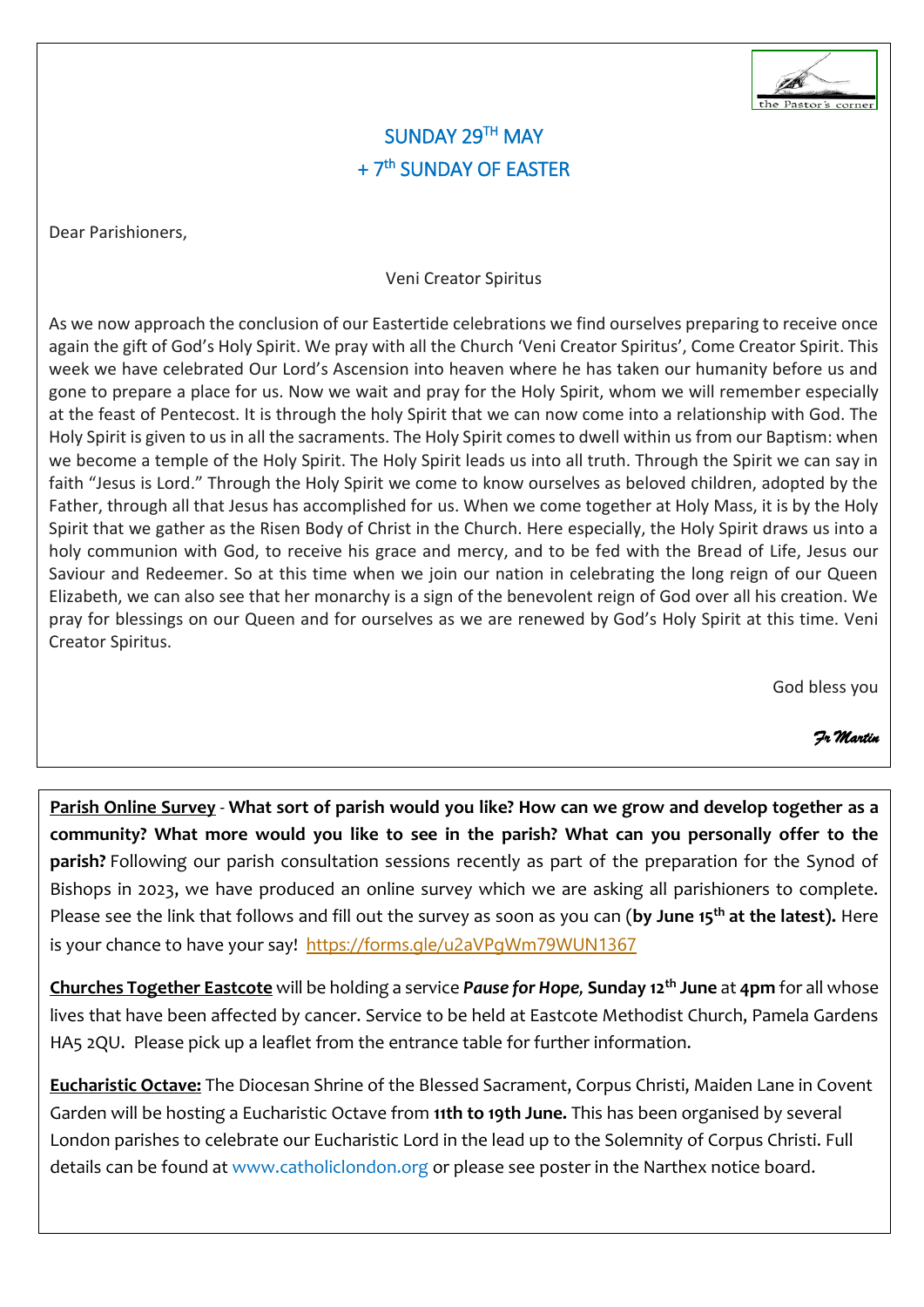## SUNDAY 29TH MAY
## + 7th SUNDAY OF EASTER

Dear Parishioners,

Veni Creator Spiritus

As we now approach the conclusion of our Eastertide celebrations we find ourselves preparing to receive once again the gift of God's Holy Spirit. We pray with all the Church 'Veni Creator Spiritus', Come Creator Spirit. This week we have celebrated Our Lord's Ascension into heaven where he has taken our humanity before us and gone to prepare a place for us. Now we wait and pray for the Holy Spirit, whom we will remember especially at the feast of Pentecost. It is through the holy Spirit that we can now come into a relationship with God. The Holy Spirit is given to us in all the sacraments. The Holy Spirit comes to dwell within us from our Baptism: when we become a temple of the Holy Spirit. The Holy Spirit leads us into all truth. Through the Spirit we can say in faith "Jesus is Lord." Through the Holy Spirit we come to know ourselves as beloved children, adopted by the Father, through all that Jesus has accomplished for us. When we come together at Holy Mass, it is by the Holy Spirit that we gather as the Risen Body of Christ in the Church. Here especially, the Holy Spirit draws us into a holy communion with God, to receive his grace and mercy, and to be fed with the Bread of Life, Jesus our Saviour and Redeemer. So at this time when we join our nation in celebrating the long reign of our Queen Elizabeth, we can also see that her monarchy is a sign of the benevolent reign of God over all his creation. We pray for blessings on our Queen and for ourselves as we are renewed by God's Holy Spirit at this time. Veni Creator Spiritus.

God bless you

*Fr Martin*

---

**Parish Online Survey** - **What sort of parish would you like? How can we grow and develop together as a community? What more would you like to see in the parish? What can you personally offer to the parish?** Following our parish consultation sessions recently as part of the preparation for the Synod of Bishops in 2023, we have produced an online survey which we are asking all parishioners to complete. Please see the link that follows and fill out the survey as soon as you can (**by June 15th at the latest).** Here is your chance to have your say! https://forms.gle/u2aVPgWm79WUN1367

**Churches Together Eastcote** will be holding a service ***Pause for Hope*, Sunday 12th June** at **4pm** for all whose lives that have been affected by cancer. Service to be held at Eastcote Methodist Church, Pamela Gardens HA5 2QU. Please pick up a leaflet from the entrance table for further information.

**Eucharistic Octave:** The Diocesan Shrine of the Blessed Sacrament, Corpus Christi, Maiden Lane in Covent Garden will be hosting a Eucharistic Octave from **11th to 19th June.** This has been organised by several London parishes to celebrate our Eucharistic Lord in the lead up to the Solemnity of Corpus Christi. Full details can be found at www.catholiclondon.org or please see poster in the Narthex notice board.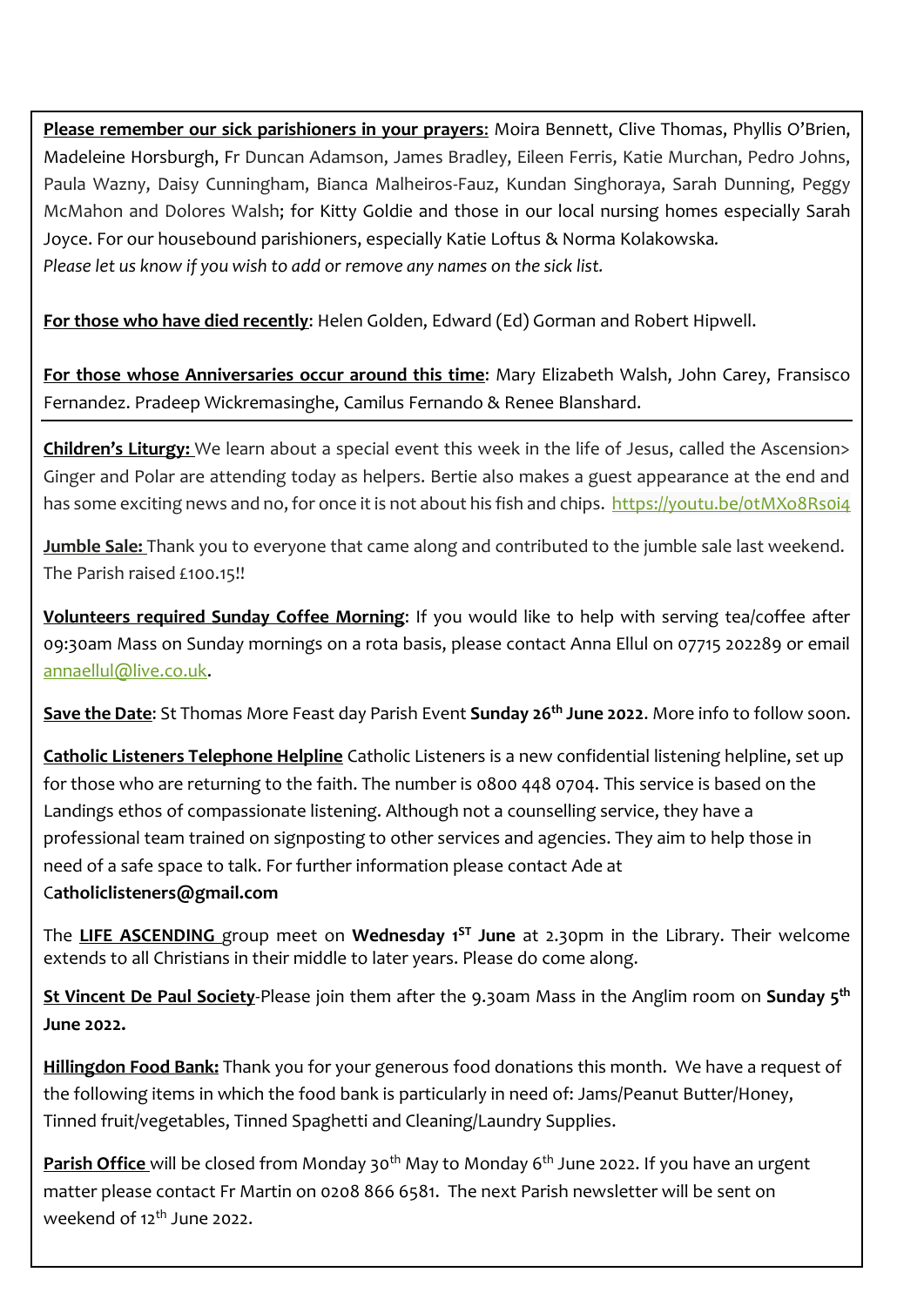**Please remember our sick parishioners in your prayers**: Moira Bennett, Clive Thomas, Phyllis O'Brien, Madeleine Horsburgh, Fr Duncan Adamson, James Bradley, Eileen Ferris, Katie Murchan, Pedro Johns, Paula Wazny, Daisy Cunningham, Bianca Malheiros-Fauz, Kundan Singhoraya, Sarah Dunning, Peggy McMahon and Dolores Walsh; for Kitty Goldie and those in our local nursing homes especially Sarah Joyce. For our housebound parishioners, especially Katie Loftus & Norma Kolakowska.
*Please let us know if you wish to add or remove any names on the sick list.*

**For those who have died recently**: Helen Golden, Edward (Ed) Gorman and Robert Hipwell.

**For those whose Anniversaries occur around this time**: Mary Elizabeth Walsh, John Carey, Fransisco Fernandez. Pradeep Wickremasinghe, Camilus Fernando & Renee Blanshard.

---

**Children's Liturgy:** We learn about a special event this week in the life of Jesus, called the Ascension> Ginger and Polar are attending today as helpers. Bertie also makes a guest appearance at the end and has some exciting news and no, for once it is not about his fish and chips. https://youtu.be/0tMXo8Rs0i4

**Jumble Sale:** Thank you to everyone that came along and contributed to the jumble sale last weekend. The Parish raised £100.15!!

**Volunteers required Sunday Coffee Morning**: If you would like to help with serving tea/coffee after 09:30am Mass on Sunday mornings on a rota basis, please contact Anna Ellul on 07715 202289 or email annaellul@live.co.uk.

**Save the Date**: St Thomas More Feast day Parish Event **Sunday 26th June 2022**. More info to follow soon.

**Catholic Listeners Telephone Helpline** Catholic Listeners is a new confidential listening helpline, set up for those who are returning to the faith. The number is 0800 448 0704. This service is based on the Landings ethos of compassionate listening. Although not a counselling service, they have a professional team trained on signposting to other services and agencies. They aim to help those in need of a safe space to talk. For further information please contact Ade at C**atholiclisteners@gmail.com**

The **LIFE ASCENDING** group meet on **Wednesday 1ST June** at 2.30pm in the Library. Their welcome extends to all Christians in their middle to later years. Please do come along.

**St Vincent De Paul Society**-Please join them after the 9.30am Mass in the Anglim room on **Sunday 5th June 2022.**

**Hillingdon Food Bank:** Thank you for your generous food donations this month. We have a request of the following items in which the food bank is particularly in need of: Jams/Peanut Butter/Honey, Tinned fruit/vegetables, Tinned Spaghetti and Cleaning/Laundry Supplies.

**Parish Office** will be closed from Monday 30th May to Monday 6th June 2022. If you have an urgent matter please contact Fr Martin on 0208 866 6581. The next Parish newsletter will be sent on weekend of 12th June 2022.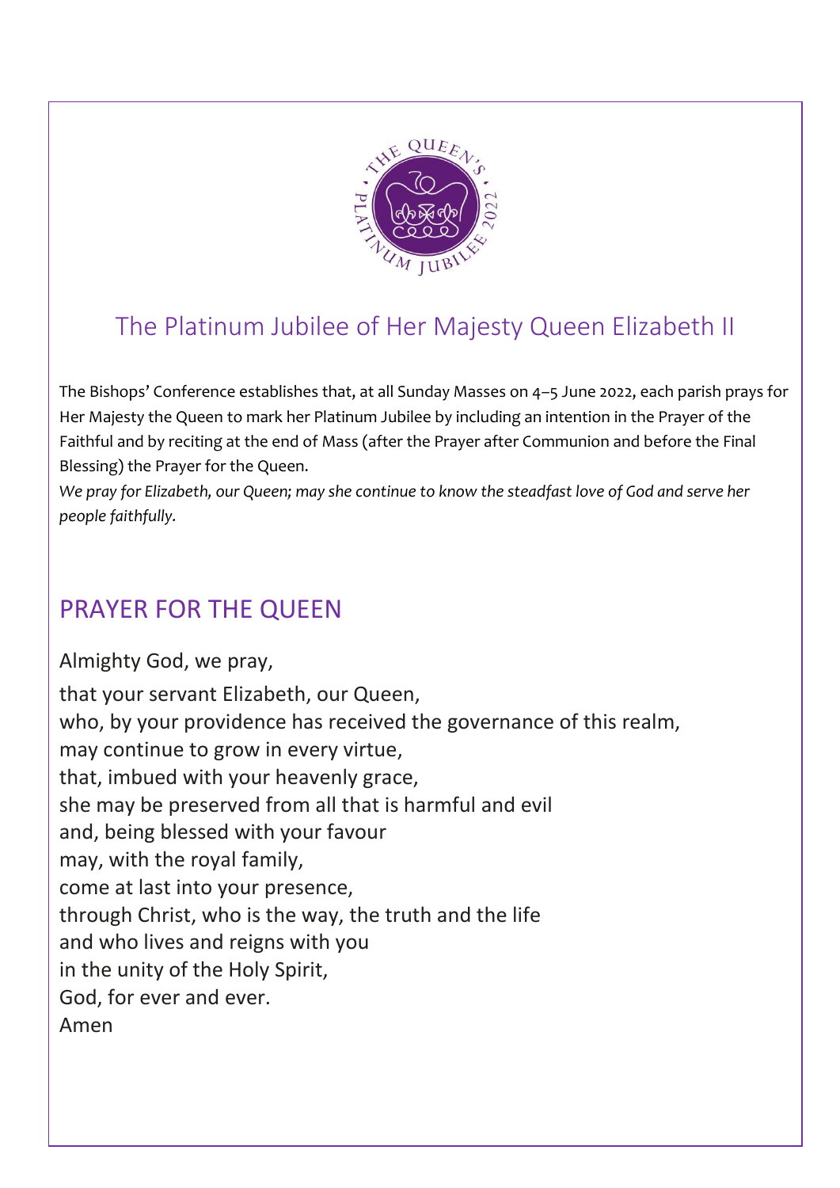# The Platinum Jubilee of Her Majesty Queen Elizabeth II

The Bishops' Conference establishes that, at all Sunday Masses on 4–5 June 2022, each parish prays for Her Majesty the Queen to mark her Platinum Jubilee by including an intention in the Prayer of the Faithful and by reciting at the end of Mass (after the Prayer after Communion and before the Final Blessing) the Prayer for the Queen.

*We pray for Elizabeth, our Queen; may she continue to know the steadfast love of God and serve her people faithfully.*

## PRAYER FOR THE QUEEN

Almighty God, we pray,
that your servant Elizabeth, our Queen,
who, by your providence has received the governance of this realm,
may continue to grow in every virtue,
that, imbued with your heavenly grace,
she may be preserved from all that is harmful and evil
and, being blessed with your favour
may, with the royal family,
come at last into your presence,
through Christ, who is the way, the truth and the life
and who lives and reigns with you
in the unity of the Holy Spirit,
God, for ever and ever.
Amen